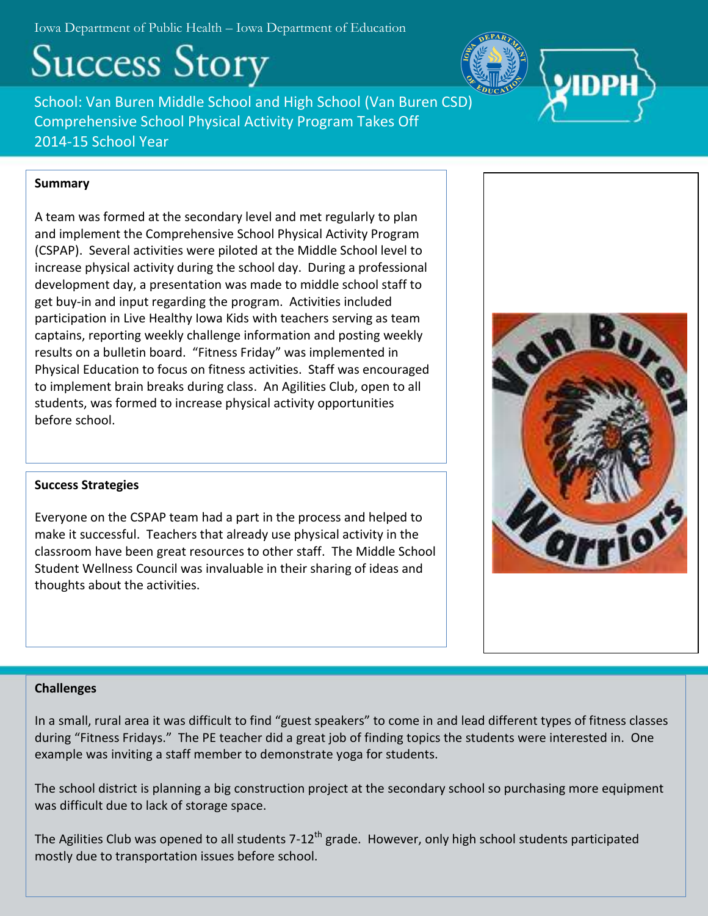Iowa Department of Public Health – Iowa Department of Education

# Success Story

School: Van Buren Middle School and High School (Van Buren CSD)
Comprehensive School Physical Activity Program Takes Off
2014-15 School Year

## Summary

A team was formed at the secondary level and met regularly to plan and implement the Comprehensive School Physical Activity Program (CSPAP). Several activities were piloted at the Middle School level to increase physical activity during the school day. During a professional development day, a presentation was made to middle school staff to get buy-in and input regarding the program. Activities included participation in Live Healthy Iowa Kids with teachers serving as team captains, reporting weekly challenge information and posting weekly results on a bulletin board. "Fitness Friday" was implemented in Physical Education to focus on fitness activities. Staff was encouraged to implement brain breaks during class. An Agilities Club, open to all students, was formed to increase physical activity opportunities before school.

## Success Strategies

Everyone on the CSPAP team had a part in the process and helped to make it successful. Teachers that already use physical activity in the classroom have been great resources to other staff. The Middle School Student Wellness Council was invaluable in their sharing of ideas and thoughts about the activities.

## Challenges

In a small, rural area it was difficult to find "guest speakers" to come in and lead different types of fitness classes during "Fitness Fridays." The PE teacher did a great job of finding topics the students were interested in. One example was inviting a staff member to demonstrate yoga for students.

The school district is planning a big construction project at the secondary school so purchasing more equipment was difficult due to lack of storage space.

The Agilities Club was opened to all students 7-12th grade. However, only high school students participated mostly due to transportation issues before school.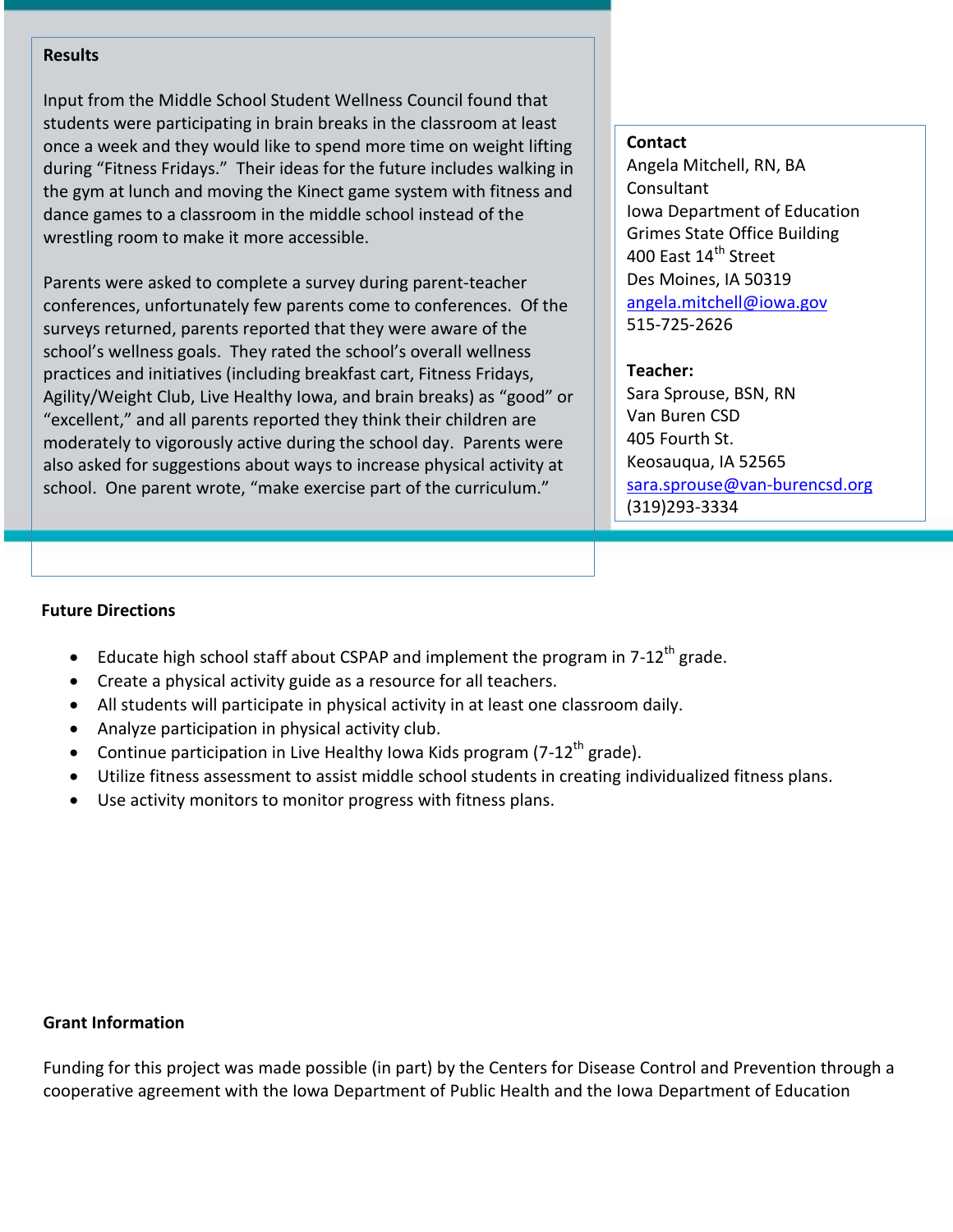## Results

Input from the Middle School Student Wellness Council found that students were participating in brain breaks in the classroom at least once a week and they would like to spend more time on weight lifting during "Fitness Fridays." Their ideas for the future includes walking in the gym at lunch and moving the Kinect game system with fitness and dance games to a classroom in the middle school instead of the wrestling room to make it more accessible.

Parents were asked to complete a survey during parent-teacher conferences, unfortunately few parents come to conferences. Of the surveys returned, parents reported that they were aware of the school's wellness goals. They rated the school's overall wellness practices and initiatives (including breakfast cart, Fitness Fridays, Agility/Weight Club, Live Healthy Iowa, and brain breaks) as "good" or "excellent," and all parents reported they think their children are moderately to vigorously active during the school day. Parents were also asked for suggestions about ways to increase physical activity at school. One parent wrote, "make exercise part of the curriculum."

**Contact**
Angela Mitchell, RN, BA
Consultant
Iowa Department of Education
Grimes State Office Building
400 East 14th Street
Des Moines, IA 50319
angela.mitchell@iowa.gov
515-725-2626

**Teacher:**
Sara Sprouse, BSN, RN
Van Buren CSD
405 Fourth St.
Keosauqua, IA 52565
sara.sprouse@van-burencsd.org
(319)293-3334

## Future Directions

- Educate high school staff about CSPAP and implement the program in 7-12th grade.
- Create a physical activity guide as a resource for all teachers.
- All students will participate in physical activity in at least one classroom daily.
- Analyze participation in physical activity club.
- Continue participation in Live Healthy Iowa Kids program (7-12th grade).
- Utilize fitness assessment to assist middle school students in creating individualized fitness plans.
- Use activity monitors to monitor progress with fitness plans.

## Grant Information

Funding for this project was made possible (in part) by the Centers for Disease Control and Prevention through a cooperative agreement with the Iowa Department of Public Health and the Iowa Department of Education